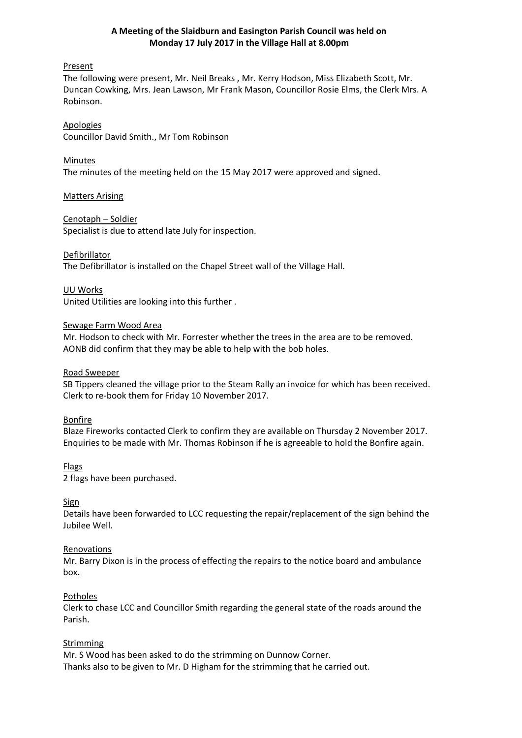**A Meeting of the Slaidburn and Easington Parish Council was held on Monday 17 July 2017 in the Village Hall at 8.00pm**

Present

The following were present, Mr. Neil Breaks , Mr. Kerry Hodson, Miss Elizabeth Scott, Mr. Duncan Cowking, Mrs. Jean Lawson, Mr Frank Mason, Councillor Rosie Elms, the Clerk Mrs. A Robinson.

Apologies

Councillor David Smith., Mr Tom Robinson

Minutes

The minutes of the meeting held on the 15 May 2017 were approved and signed.

Matters Arising

Cenotaph – Soldier

Specialist is due to attend late July for inspection.

Defibrillator

The Defibrillator is installed on the Chapel Street wall of the Village Hall.

UU Works

United Utilities are looking into this further .

Sewage Farm Wood Area

Mr. Hodson to check with Mr. Forrester whether the trees in the area are to be removed. AONB did confirm that they may be able to help with the bob holes.

Road Sweeper

SB Tippers cleaned the village prior to the Steam Rally an invoice for which has been received. Clerk to re-book them for Friday 10 November 2017.

Bonfire

Blaze Fireworks contacted Clerk to confirm they are available on Thursday 2 November 2017. Enquiries to be made with Mr. Thomas Robinson if he is agreeable to hold the Bonfire again.

Flags

2 flags have been purchased.

Sign

Details have been forwarded to LCC requesting the repair/replacement of the sign behind the Jubilee Well.

Renovations

Mr. Barry Dixon is in the process of effecting the repairs to the notice board and ambulance box.

Potholes

Clerk to chase LCC and Councillor Smith regarding the general state of the roads around the Parish.

Strimming

Mr. S Wood has been asked to do the strimming on Dunnow Corner.
Thanks also to be given to Mr. D Higham for the strimming that he carried out.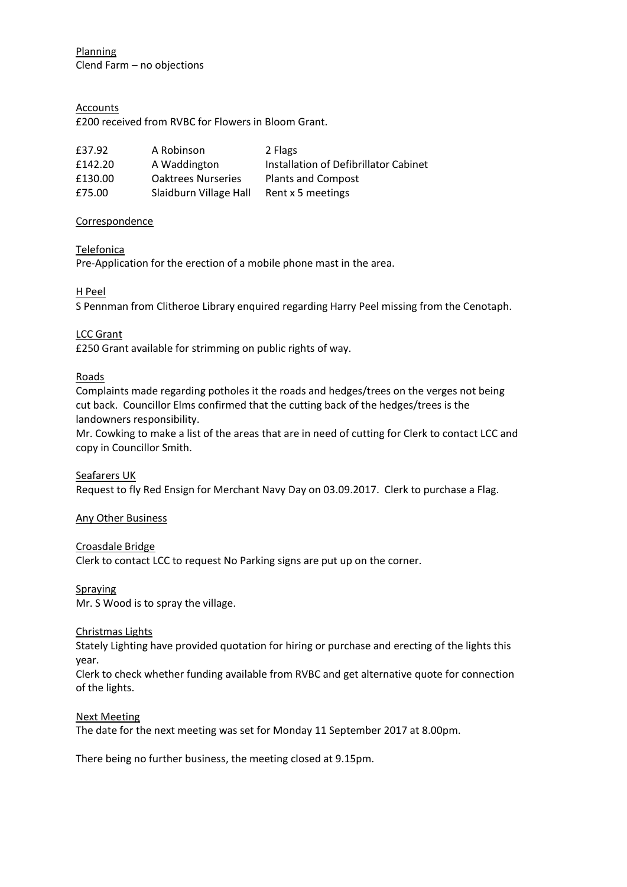Planning

Clend Farm – no objections

Accounts

£200 received from RVBC for Flowers in Bloom Grant.

| | | |
|---|---|---|
| £37.92 | A Robinson | 2 Flags |
| £142.20 | A Waddington | Installation of Defibrillator Cabinet |
| £130.00 | Oaktrees Nurseries | Plants and Compost |
| £75.00 | Slaidburn Village Hall | Rent x 5 meetings |

Correspondence

Telefonica

Pre-Application for the erection of a mobile phone mast in the area.

H Peel

S Pennman from Clitheroe Library enquired regarding Harry Peel missing from the Cenotaph.

LCC Grant

£250 Grant available for strimming on public rights of way.

Roads

Complaints made regarding potholes it the roads and hedges/trees on the verges not being cut back. Councillor Elms confirmed that the cutting back of the hedges/trees is the landowners responsibility.

Mr. Cowking to make a list of the areas that are in need of cutting for Clerk to contact LCC and copy in Councillor Smith.

Seafarers UK

Request to fly Red Ensign for Merchant Navy Day on 03.09.2017. Clerk to purchase a Flag.

Any Other Business

Croasdale Bridge

Clerk to contact LCC to request No Parking signs are put up on the corner.

Spraying

Mr. S Wood is to spray the village.

Christmas Lights

Stately Lighting have provided quotation for hiring or purchase and erecting of the lights this year.

Clerk to check whether funding available from RVBC and get alternative quote for connection of the lights.

Next Meeting

The date for the next meeting was set for Monday 11 September 2017 at 8.00pm.

There being no further business, the meeting closed at 9.15pm.